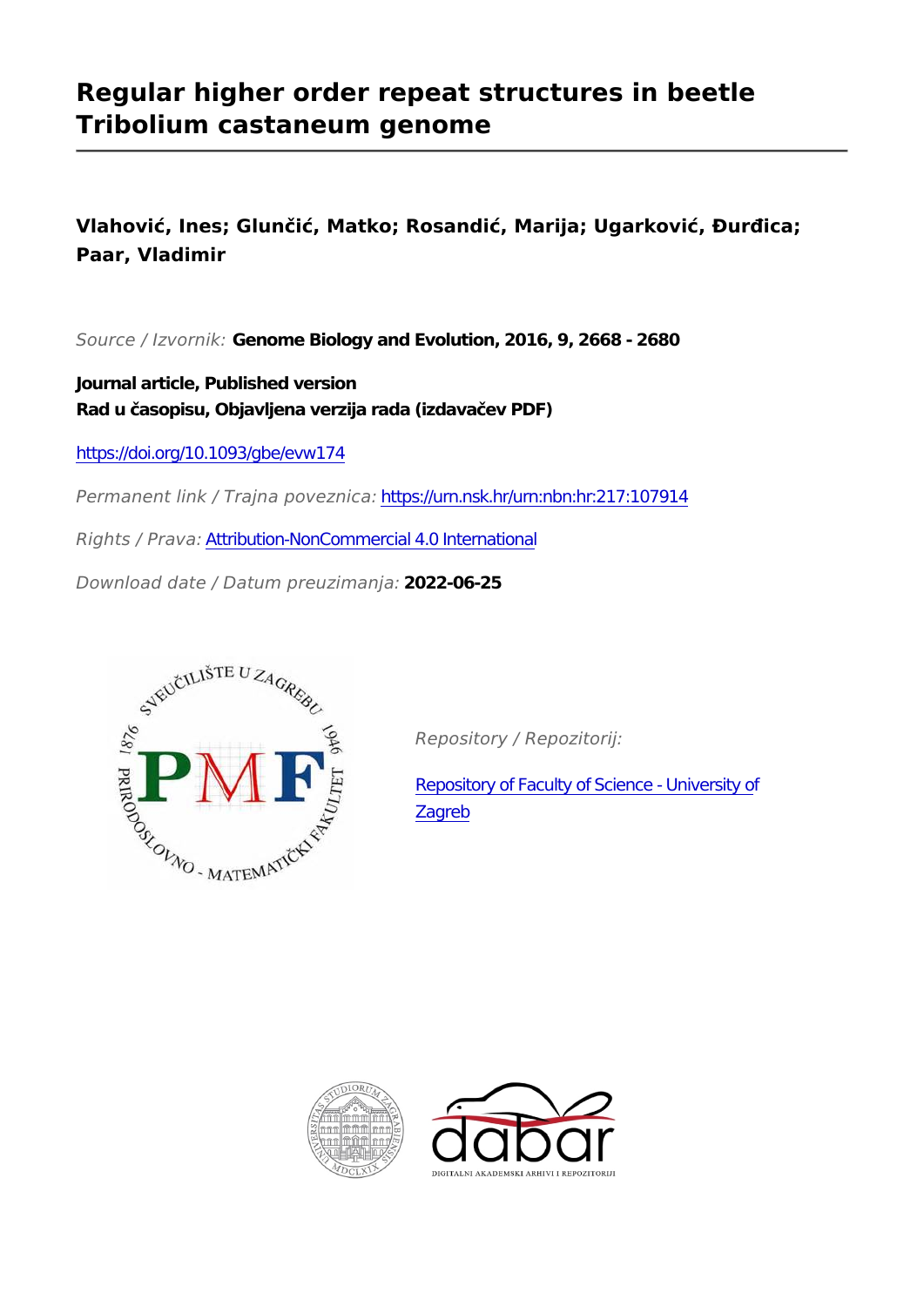# Regular higher order repeat structures in beetle Tribolium castaneum genome

**Vlahović, Ines; Glunčić, Matko; Rosandić, Marija; Ugarković, Đurđica; Paar, Vladimir**

*Source / Izvornik:* **Genome Biology and Evolution, 2016, 9, 2668 - 2680**

**Journal article, Published version**
**Rad u časopisu, Objavljena verzija rada (izdavačev PDF)**

https://doi.org/10.1093/gbe/evw174

*Permanent link / Trajna poveznica:* https://urn.nsk.hr/urn:nbn:hr:217:107914

*Rights / Prava:* Attribution-NonCommercial 4.0 International

*Download date / Datum preuzimanja:* **2022-06-25**

*Repository / Repozitorij:*

Repository of Faculty of Science - University of Zagreb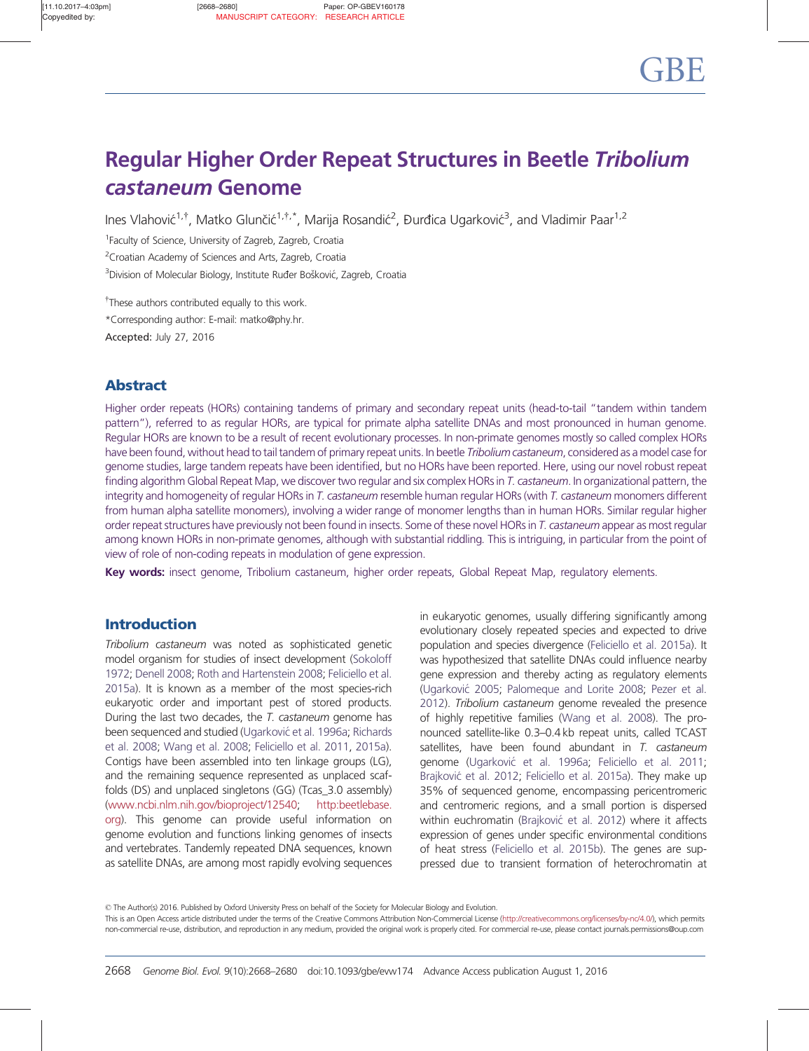# Regular Higher Order Repeat Structures in Beetle *Tribolium castaneum* Genome

Ines Vlahović[1,†], Matko Glunčić[1,†,*], Marija Rosandić[2], Đurđica Ugarković[3], and Vladimir Paar[1,2]

[1]Faculty of Science, University of Zagreb, Zagreb, Croatia

[2]Croatian Academy of Sciences and Arts, Zagreb, Croatia

[3]Division of Molecular Biology, Institute Ruđer Bošković, Zagreb, Croatia

[†]These authors contributed equally to this work.

*Corresponding author: E-mail: matko@phy.hr.

**Accepted:** July 27, 2016

## Abstract

Higher order repeats (HORs) containing tandems of primary and secondary repeat units (head-to-tail "tandem within tandem pattern"), referred to as regular HORs, are typical for primate alpha satellite DNAs and most pronounced in human genome. Regular HORs are known to be a result of recent evolutionary processes. In non-primate genomes mostly so called complex HORs have been found, without head to tail tandem of primary repeat units. In beetle *Tribolium castaneum*, considered as a model case for genome studies, large tandem repeats have been identified, but no HORs have been reported. Here, using our novel robust repeat finding algorithm Global Repeat Map, we discover two regular and six complex HORs in *T. castaneum*. In organizational pattern, the integrity and homogeneity of regular HORs in *T. castaneum* resemble human regular HORs (with *T. castaneum* monomers different from human alpha satellite monomers), involving a wider range of monomer lengths than in human HORs. Similar regular higher order repeat structures have previously not been found in insects. Some of these novel HORs in *T. castaneum* appear as most regular among known HORs in non-primate genomes, although with substantial riddling. This is intriguing, in particular from the point of view of role of non-coding repeats in modulation of gene expression.

**Key words:** insect genome, Tribolium castaneum, higher order repeats, Global Repeat Map, regulatory elements.

## Introduction

*Tribolium castaneum* was noted as sophisticated genetic model organism for studies of insect development (Sokoloff 1972; Denell 2008; Roth and Hartenstein 2008; Feliciello et al. 2015a). It is known as a member of the most species-rich eukaryotic order and important pest of stored products. During the last two decades, the *T. castaneum* genome has been sequenced and studied (Ugarković et al. 1996a; Richards et al. 2008; Wang et al. 2008; Feliciello et al. 2011, 2015a). Contigs have been assembled into ten linkage groups (LG), and the remaining sequence represented as unplaced scaffolds (DS) and unplaced singletons (GG) (Tcas_3.0 assembly) (www.ncbi.nlm.nih.gov/bioproject/12540; http:beetlebase.org). This genome can provide useful information on genome evolution and functions linking genomes of insects and vertebrates. Tandemly repeated DNA sequences, known as satellite DNAs, are among most rapidly evolving sequences in eukaryotic genomes, usually differing significantly among evolutionary closely repeated species and expected to drive population and species divergence (Feliciello et al. 2015a). It was hypothesized that satellite DNAs could influence nearby gene expression and thereby acting as regulatory elements (Ugarković 2005; Palomeque and Lorite 2008; Pezer et al. 2012). *Tribolium castaneum* genome revealed the presence of highly repetitive families (Wang et al. 2008). The pronounced satellite-like 0.3–0.4 kb repeat units, called TCAST satellites, have been found abundant in *T. castaneum* genome (Ugarković et al. 1996a; Feliciello et al. 2011; Brajković et al. 2012; Feliciello et al. 2015a). They make up 35% of sequenced genome, encompassing pericentromeric and centromeric regions, and a small portion is dispersed within euchromatin (Brajković et al. 2012) where it affects expression of genes under specific environmental conditions of heat stress (Feliciello et al. 2015b). The genes are suppressed due to transient formation of heterochromatin at

© The Author(s) 2016. Published by Oxford University Press on behalf of the Society for Molecular Biology and Evolution.
This is an Open Access article distributed under the terms of the Creative Commons Attribution Non-Commercial License (http://creativecommons.org/licenses/by-nc/4.0/), which permits non-commercial re-use, distribution, and reproduction in any medium, provided the original work is properly cited. For commercial re-use, please contact journals.permissions@oup.com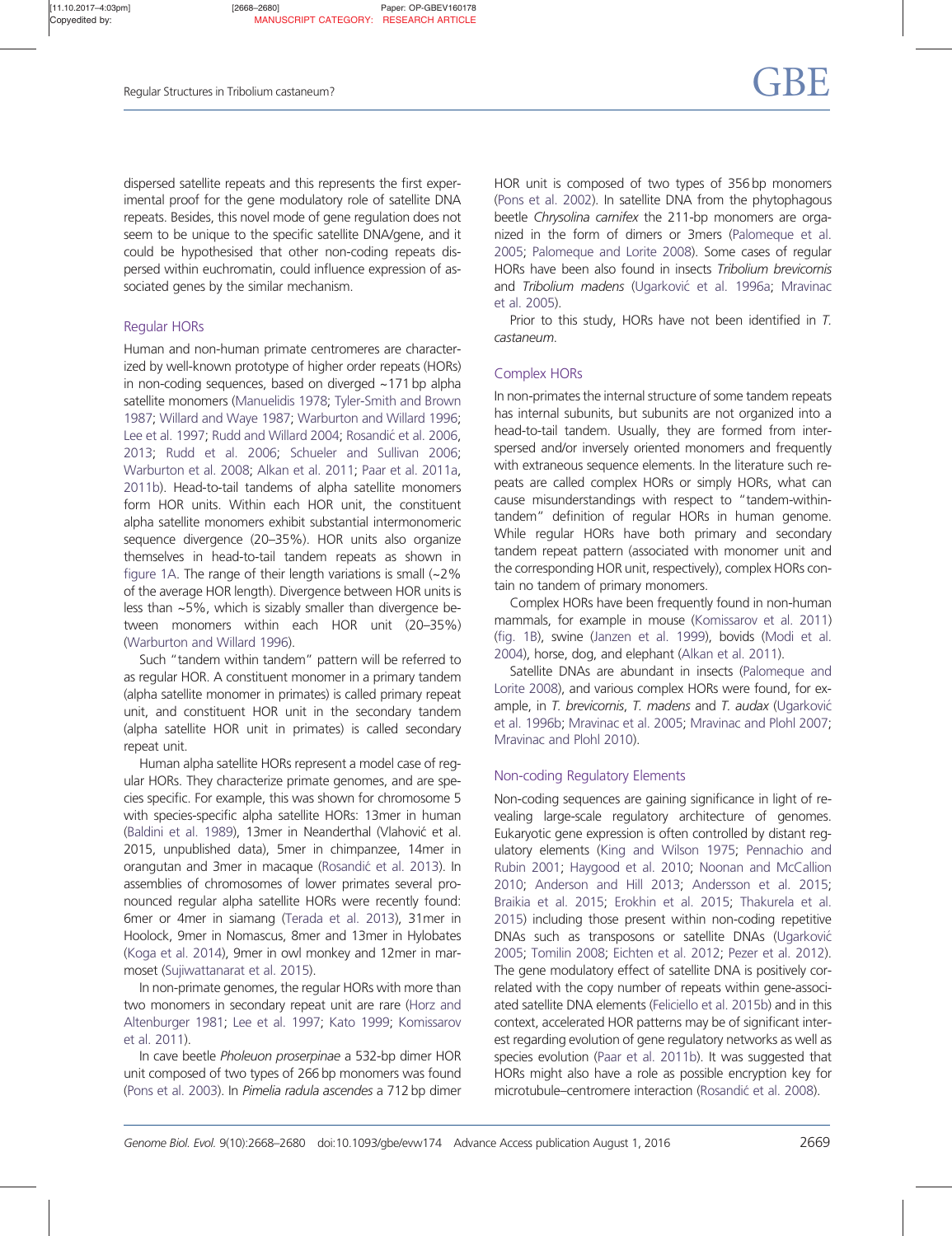dispersed satellite repeats and this represents the first experimental proof for the gene modulatory role of satellite DNA repeats. Besides, this novel mode of gene regulation does not seem to be unique to the specific satellite DNA/gene, and it could be hypothesised that other non-coding repeats dispersed within euchromatin, could influence expression of associated genes by the similar mechanism.

## Regular HORs

Human and non-human primate centromeres are characterized by well-known prototype of higher order repeats (HORs) in non-coding sequences, based on diverged ~171 bp alpha satellite monomers (Manuelidis 1978; Tyler-Smith and Brown 1987; Willard and Waye 1987; Warburton and Willard 1996; Lee et al. 1997; Rudd and Willard 2004; Rosandić et al. 2006, 2013; Rudd et al. 2006; Schueler and Sullivan 2006; Warburton et al. 2008; Alkan et al. 2011; Paar et al. 2011a, 2011b). Head-to-tail tandems of alpha satellite monomers form HOR units. Within each HOR unit, the constituent alpha satellite monomers exhibit substantial intermonomeric sequence divergence (20–35%). HOR units also organize themselves in head-to-tail tandem repeats as shown in figure 1A. The range of their length variations is small (~2% of the average HOR length). Divergence between HOR units is less than ~5%, which is sizably smaller than divergence between monomers within each HOR unit (20–35%) (Warburton and Willard 1996).

Such "tandem within tandem" pattern will be referred to as regular HOR. A constituent monomer in a primary tandem (alpha satellite monomer in primates) is called primary repeat unit, and constituent HOR unit in the secondary tandem (alpha satellite HOR unit in primates) is called secondary repeat unit.

Human alpha satellite HORs represent a model case of regular HORs. They characterize primate genomes, and are species specific. For example, this was shown for chromosome 5 with species-specific alpha satellite HORs: 13mer in human (Baldini et al. 1989), 13mer in Neanderthal (Vlahović et al. 2015, unpublished data), 5mer in chimpanzee, 14mer in orangutan and 3mer in macaque (Rosandić et al. 2013). In assemblies of chromosomes of lower primates several pronounced regular alpha satellite HORs were recently found: 6mer or 4mer in siamang (Terada et al. 2013), 31mer in Hoolock, 9mer in Nomascus, 8mer and 13mer in Hylobates (Koga et al. 2014), 9mer in owl monkey and 12mer in marmoset (Sujiwattanarat et al. 2015).

In non-primate genomes, the regular HORs with more than two monomers in secondary repeat unit are rare (Horz and Altenburger 1981; Lee et al. 1997; Kato 1999; Komissarov et al. 2011).

In cave beetle *Pholeuon proserpinae* a 532-bp dimer HOR unit composed of two types of 266 bp monomers was found (Pons et al. 2003). In *Pimelia radula ascendes* a 712 bp dimer HOR unit is composed of two types of 356 bp monomers (Pons et al. 2002). In satellite DNA from the phytophagous beetle *Chrysolina carnifex* the 211-bp monomers are organized in the form of dimers or 3mers (Palomeque et al. 2005; Palomeque and Lorite 2008). Some cases of regular HORs have been also found in insects *Tribolium brevicornis* and *Tribolium madens* (Ugarković et al. 1996a; Mravinac et al. 2005).

Prior to this study, HORs have not been identified in *T. castaneum*.

## Complex HORs

In non-primates the internal structure of some tandem repeats has internal subunits, but subunits are not organized into a head-to-tail tandem. Usually, they are formed from interspersed and/or inversely oriented monomers and frequently with extraneous sequence elements. In the literature such repeats are called complex HORs or simply HORs, what can cause misunderstandings with respect to "tandem-within-tandem" definition of regular HORs in human genome. While regular HORs have both primary and secondary tandem repeat pattern (associated with monomer unit and the corresponding HOR unit, respectively), complex HORs contain no tandem of primary monomers.

Complex HORs have been frequently found in non-human mammals, for example in mouse (Komissarov et al. 2011) (fig. 1B), swine (Janzen et al. 1999), bovids (Modi et al. 2004), horse, dog, and elephant (Alkan et al. 2011).

Satellite DNAs are abundant in insects (Palomeque and Lorite 2008), and various complex HORs were found, for example, in *T. brevicornis*, *T. madens* and *T. audax* (Ugarković et al. 1996b; Mravinac et al. 2005; Mravinac and Plohl 2007; Mravinac and Plohl 2010).

## Non-coding Regulatory Elements

Non-coding sequences are gaining significance in light of revealing large-scale regulatory architecture of genomes. Eukaryotic gene expression is often controlled by distant regulatory elements (King and Wilson 1975; Pennachio and Rubin 2001; Haygood et al. 2010; Noonan and McCallion 2010; Anderson and Hill 2013; Andersson et al. 2015; Braikia et al. 2015; Erokhin et al. 2015; Thakurela et al. 2015) including those present within non-coding repetitive DNAs such as transposons or satellite DNAs (Ugarković 2005; Tomilin 2008; Eichten et al. 2012; Pezer et al. 2012). The gene modulatory effect of satellite DNA is positively correlated with the copy number of repeats within gene-associated satellite DNA elements (Feliciello et al. 2015b) and in this context, accelerated HOR patterns may be of significant interest regarding evolution of gene regulatory networks as well as species evolution (Paar et al. 2011b). It was suggested that HORs might also have a role as possible encryption key for microtubule–centromere interaction (Rosandić et al. 2008).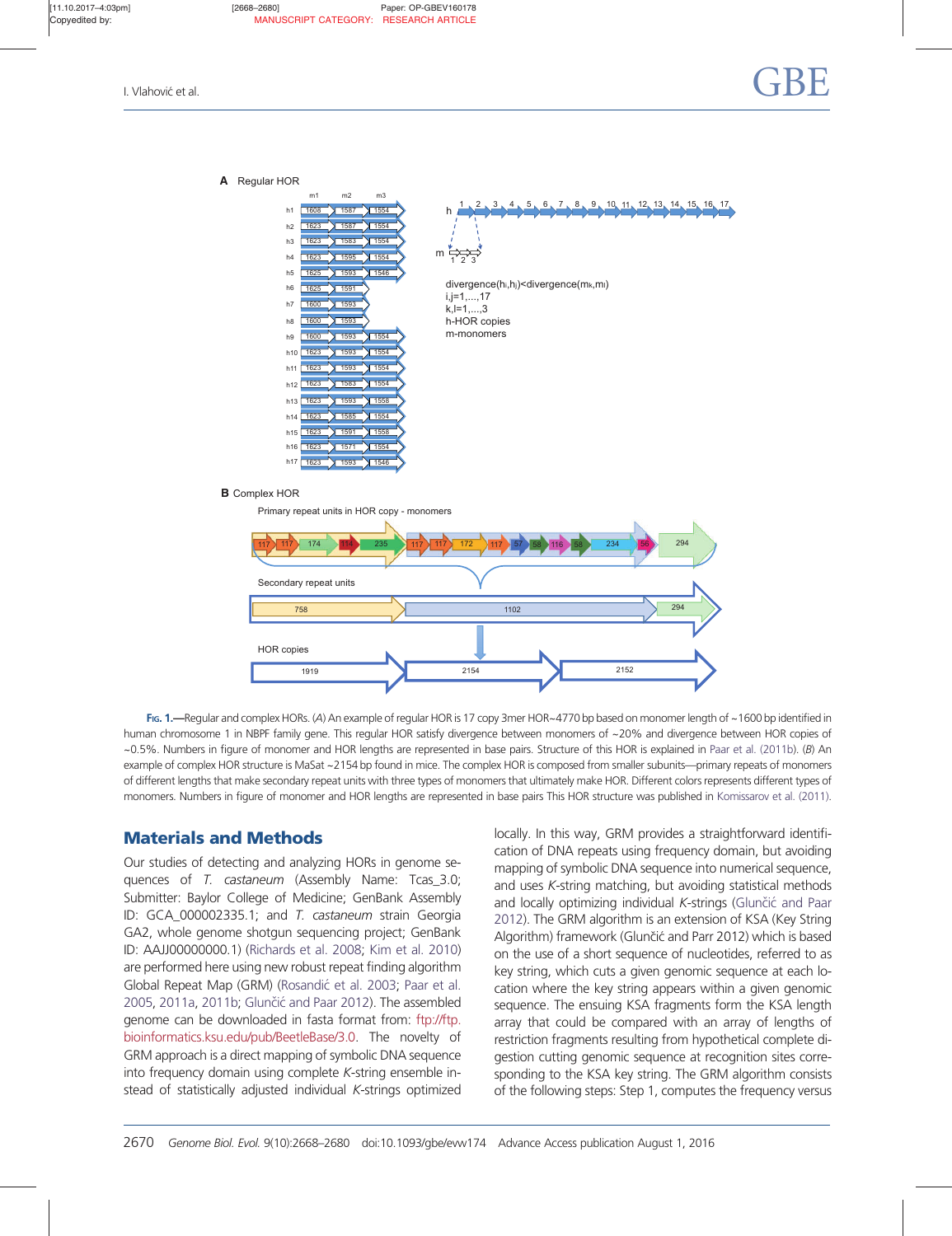Fig. 1.—Regular and complex HORs. (*A*) An example of regular HOR is 17 copy 3mer HOR~4770 bp based on monomer length of ~1600 bp identified in human chromosome 1 in NBPF family gene. This regular HOR satisfy divergence between monomers of ~20% and divergence between HOR copies of ~0.5%. Numbers in figure of monomer and HOR lengths are represented in base pairs. Structure of this HOR is explained in Paar et al. (2011b). (*B*) An example of complex HOR structure is MaSat ~2154 bp found in mice. The complex HOR is composed from smaller subunits—primary repeats of monomers of different lengths that make secondary repeat units with three types of monomers that ultimately make HOR. Different colors represents different types of monomers. Numbers in figure of monomer and HOR lengths are represented in base pairs This HOR structure was published in Komissarov et al. (2011).

## Materials and Methods

Our studies of detecting and analyzing HORs in genome sequences of *T. castaneum* (Assembly Name: Tcas_3.0; Submitter: Baylor College of Medicine; GenBank Assembly ID: GCA_000002335.1; and *T. castaneum* strain Georgia GA2, whole genome shotgun sequencing project; GenBank ID: AAJJ00000000.1) (Richards et al. 2008; Kim et al. 2010) are performed here using new robust repeat finding algorithm Global Repeat Map (GRM) (Rosandić et al. 2003; Paar et al. 2005, 2011a, 2011b; Glunčić and Paar 2012). The assembled genome can be downloaded in fasta format from: ftp://ftp.bioinformatics.ksu.edu/pub/BeetleBase/3.0. The novelty of GRM approach is a direct mapping of symbolic DNA sequence into frequency domain using complete *K*-string ensemble instead of statistically adjusted individual *K*-strings optimized locally. In this way, GRM provides a straightforward identification of DNA repeats using frequency domain, but avoiding mapping of symbolic DNA sequence into numerical sequence, and uses *K*-string matching, but avoiding statistical methods and locally optimizing individual *K*-strings (Glunčić and Paar 2012). The GRM algorithm is an extension of KSA (Key String Algorithm) framework (Glunčić and Parr 2012) which is based on the use of a short sequence of nucleotides, referred to as key string, which cuts a given genomic sequence at each location where the key string appears within a given genomic sequence. The ensuing KSA fragments form the KSA length array that could be compared with an array of lengths of restriction fragments resulting from hypothetical complete digestion cutting genomic sequence at recognition sites corresponding to the KSA key string. The GRM algorithm consists of the following steps: Step 1, computes the frequency versus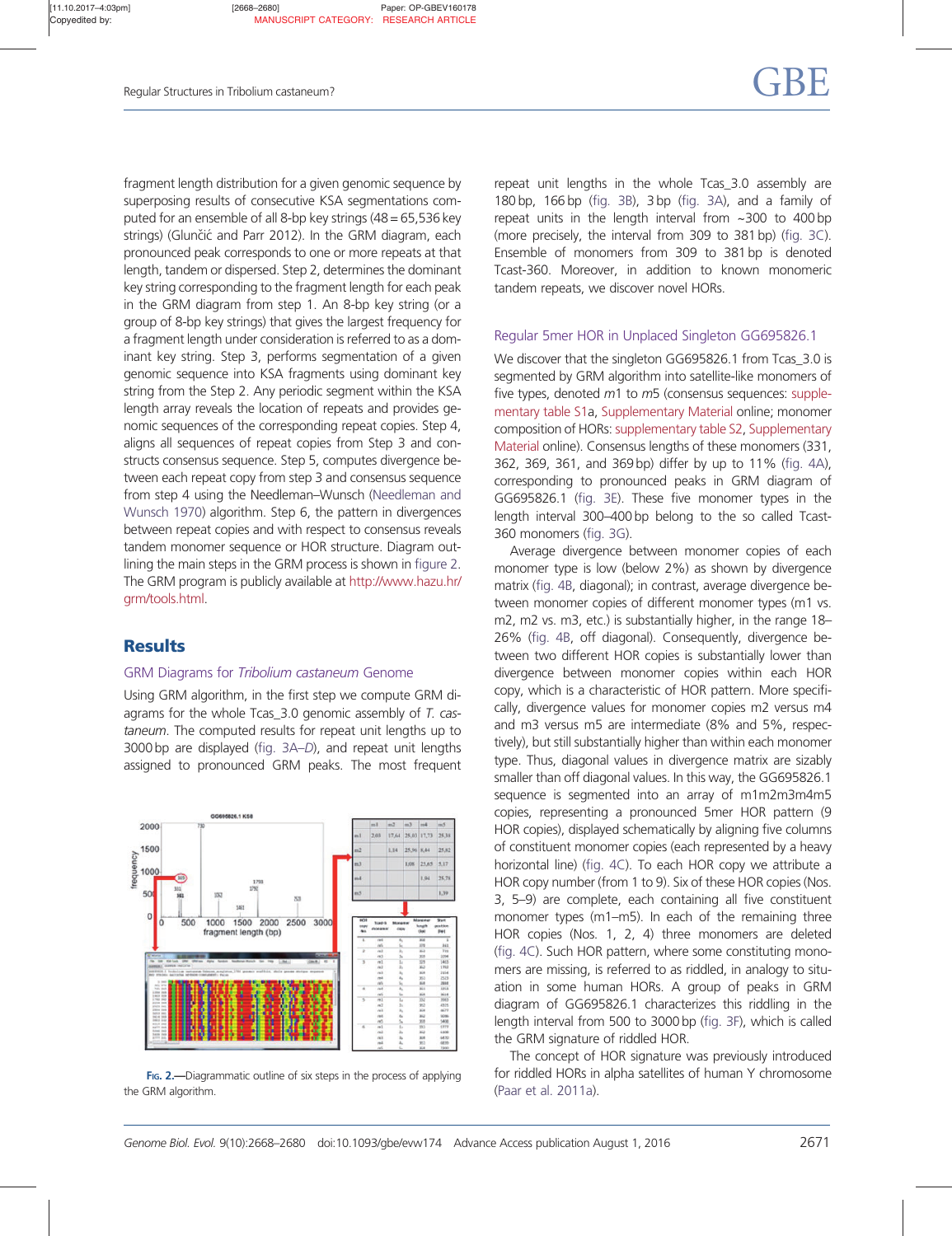fragment length distribution for a given genomic sequence by superposing results of consecutive KSA segmentations computed for an ensemble of all 8-bp key strings (48 = 65,536 key strings) (Glunčić and Parr 2012). In the GRM diagram, each pronounced peak corresponds to one or more repeats at that length, tandem or dispersed. Step 2, determines the dominant key string corresponding to the fragment length for each peak in the GRM diagram from step 1. An 8-bp key string (or a group of 8-bp key strings) that gives the largest frequency for a fragment length under consideration is referred to as a dominant key string. Step 3, performs segmentation of a given genomic sequence into KSA fragments using dominant key string from the Step 2. Any periodic segment within the KSA length array reveals the location of repeats and provides genomic sequences of the corresponding repeat copies. Step 4, aligns all sequences of repeat copies from Step 3 and constructs consensus sequence. Step 5, computes divergence between each repeat copy from step 3 and consensus sequence from step 4 using the Needleman–Wunsch (Needleman and Wunsch 1970) algorithm. Step 6, the pattern in divergences between repeat copies and with respect to consensus reveals tandem monomer sequence or HOR structure. Diagram outlining the main steps in the GRM process is shown in figure 2. The GRM program is publicly available at http://www.hazu.hr/grm/tools.html.

## Results

### GRM Diagrams for *Tribolium castaneum* Genome

Using GRM algorithm, in the first step we compute GRM diagrams for the whole Tcas_3.0 genomic assembly of *T. castaneum*. The computed results for repeat unit lengths up to 3000 bp are displayed (fig. 3A–D), and repeat unit lengths assigned to pronounced GRM peaks. The most frequent repeat unit lengths in the whole Tcas_3.0 assembly are 180 bp, 166 bp (fig. 3B), 3 bp (fig. 3A), and a family of repeat units in the length interval from ~300 to 400 bp (more precisely, the interval from 309 to 381 bp) (fig. 3C). Ensemble of monomers from 309 to 381 bp is denoted Tcast-360. Moreover, in addition to known monomeric tandem repeats, we discover novel HORs.

Fig. 2.—Diagrammatic outline of six steps in the process of applying the GRM algorithm.

### Regular 5mer HOR in Unplaced Singleton GG695826.1

We discover that the singleton GG695826.1 from Tcas_3.0 is segmented by GRM algorithm into satellite-like monomers of five types, denoted *m*1 to *m*5 (consensus sequences: supplementary table S1a, Supplementary Material online; monomer composition of HORs: supplementary table S2, Supplementary Material online). Consensus lengths of these monomers (331, 362, 369, 361, and 369 bp) differ by up to 11% (fig. 4A), corresponding to pronounced peaks in GRM diagram of GG695826.1 (fig. 3E). These five monomer types in the length interval 300–400 bp belong to the so called Tcast-360 monomers (fig. 3G).

Average divergence between monomer copies of each monomer type is low (below 2%) as shown by divergence matrix (fig. 4B, diagonal); in contrast, average divergence between monomer copies of different monomer types (m1 vs. m2, m2 vs. m3, etc.) is substantially higher, in the range 18–26% (fig. 4B, off diagonal). Consequently, divergence between two different HOR copies is substantially lower than divergence between monomer copies within each HOR copy, which is a characteristic of HOR pattern. More specifically, divergence values for monomer copies m2 versus m4 and m3 versus m5 are intermediate (8% and 5%, respectively), but still substantially higher than within each monomer type. Thus, diagonal values in divergence matrix are sizably smaller than off diagonal values. In this way, the GG695826.1 sequence is segmented into an array of m1m2m3m4m5 copies, representing a pronounced 5mer HOR pattern (9 HOR copies), displayed schematically by aligning five columns of constituent monomer copies (each represented by a heavy horizontal line) (fig. 4C). To each HOR copy we attribute a HOR copy number (from 1 to 9). Six of these HOR copies (Nos. 3, 5–9) are complete, each containing all five constituent monomer types (m1–m5). In each of the remaining three HOR copies (Nos. 1, 2, 4) three monomers are deleted (fig. 4C). Such HOR pattern, where some constituting monomers are missing, is referred to as riddled, in analogy to situation in some human HORs. A group of peaks in GRM diagram of GG695826.1 characterizes this riddling in the length interval from 500 to 3000 bp (fig. 3F), which is called the GRM signature of riddled HOR.

The concept of HOR signature was previously introduced for riddled HORs in alpha satellites of human Y chromosome (Paar et al. 2011a).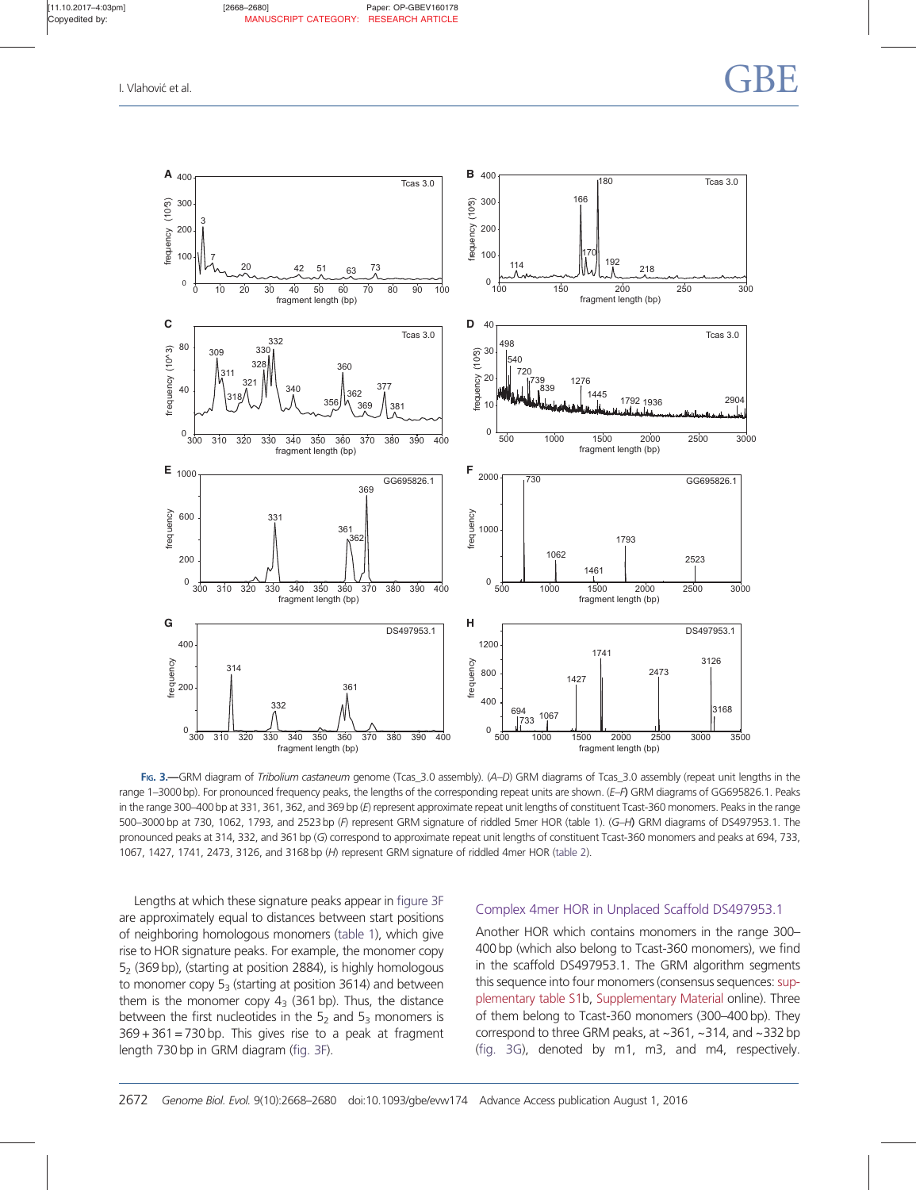**Fig. 3.**—GRM diagram of *Tribolium castaneum* genome (Tcas_3.0 assembly). (*A*–*D*) GRM diagrams of Tcas_3.0 assembly (repeat unit lengths in the range 1–3000 bp). For pronounced frequency peaks, the lengths of the corresponding repeat units are shown. (*E*–*F*) GRM diagrams of GG695826.1. Peaks in the range 300–400 bp at 331, 361, 362, and 369 bp (*E*) represent approximate repeat unit lengths of constituent Tcast-360 monomers. Peaks in the range 500–3000 bp at 730, 1062, 1793, and 2523 bp (*F*) represent GRM signature of riddled 5mer HOR (table 1). (*G*–*H*) GRM diagrams of DS497953.1. The pronounced peaks at 314, 332, and 361 bp (*G*) correspond to approximate repeat unit lengths of constituent Tcast-360 monomers and peaks at 694, 733, 1067, 1427, 1741, 2473, 3126, and 3168 bp (*H*) represent GRM signature of riddled 4mer HOR (table 2).

Lengths at which these signature peaks appear in figure 3F are approximately equal to distances between start positions of neighboring homologous monomers (table 1), which give rise to HOR signature peaks. For example, the monomer copy $5_2$ (369 bp), (starting at position 2884), is highly homologous to monomer copy $5_3$ (starting at position 3614) and between them is the monomer copy $4_3$ (361 bp). Thus, the distance between the first nucleotides in the $5_2$ and $5_3$ monomers is $369 + 361 = 730$ bp. This gives rise to a peak at fragment length 730 bp in GRM diagram (fig. 3F).

## Complex 4mer HOR in Unplaced Scaffold DS497953.1

Another HOR which contains monomers in the range 300–400 bp (which also belong to Tcast-360 monomers), we find in the scaffold DS497953.1. The GRM algorithm segments this sequence into four monomers (consensus sequences: supplementary table S1b, Supplementary Material online). Three of them belong to Tcast-360 monomers (300–400 bp). They correspond to three GRM peaks, at ~361, ~314, and ~332 bp (fig. 3G), denoted by m1, m3, and m4, respectively.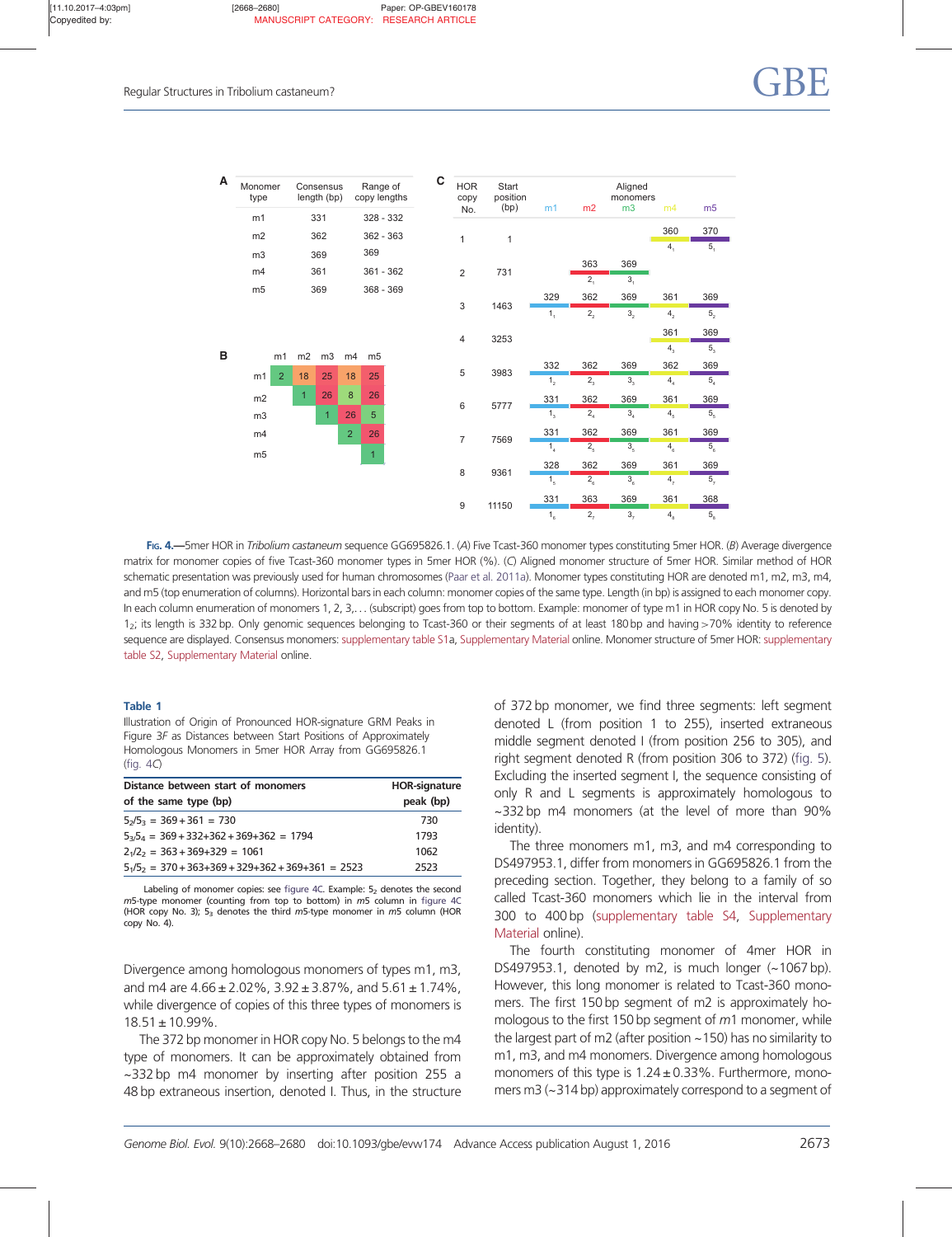**A**

| Monomer type | Consensus length (bp) | Range of copy lengths |
|---|---|---|
| m1 | 331 | 328 - 332 |
| m2 | 362 | 362 - 363 |
| m3 | 369 | 369 |
| m4 | 361 | 361 - 362 |
| m5 | 369 | 368 - 369 |

**B**

| | m1 | m2 | m3 | m4 | m5 |
|---|---|---|---|---|---|
| m1 | 2 | 18 | 25 | 18 | 25 |
| m2 | | 1 | 26 | 8 | 26 |
| m3 | | | 1 | 26 | 5 |
| m4 | | | | 2 | 26 |
| m5 | | | | | 1 |

**C**

| HOR copy No. | Start position (bp) | m1 | m2 | m3 | m4 | m5 |
|---|---|---|---|---|---|---|
| 1 | 1 | | | | 360 ($4_1$) | 370 ($5_1$) |
| 2 | 731 | | 363 ($2_1$) | 369 ($3_1$) | | |
| 3 | 1463 | 329 ($1_1$) | 362 ($2_2$) | 369 ($3_2$) | 361 ($4_2$) | 369 ($5_2$) |
| 4 | 3253 | | | | 361 ($4_3$) | 369 ($5_3$) |
| 5 | 3983 | 332 ($1_2$) | 362 ($2_3$) | 369 ($3_3$) | 362 ($4_4$) | 369 ($5_4$) |
| 6 | 5777 | 331 ($1_3$) | 362 ($2_4$) | 369 ($3_4$) | 361 ($4_5$) | 369 ($5_5$) |
| 7 | 7569 | 331 ($1_4$) | 362 ($2_5$) | 369 ($3_5$) | 361 ($4_6$) | 369 ($5_6$) |
| 8 | 9361 | 328 ($1_5$) | 362 ($2_6$) | 369 ($3_6$) | 361 ($4_7$) | 369 ($5_7$) |
| 9 | 11150 | 331 ($1_6$) | 363 ($2_7$) | 369 ($3_7$) | 361 ($4_8$) | 368 ($5_8$) |

Fig. 4.—5mer HOR in *Tribolium castaneum* sequence GG695826.1. (*A*) Five Tcast-360 monomer types constituting 5mer HOR. (*B*) Average divergence matrix for monomer copies of five Tcast-360 monomer types in 5mer HOR (%). (*C*) Aligned monomer structure of 5mer HOR. Similar method of HOR schematic presentation was previously used for human chromosomes (Paar et al. 2011a). Monomer types constituting HOR are denoted m1, m2, m3, m4, and m5 (top enumeration of columns). Horizontal bars in each column: monomer copies of the same type. Length (in bp) is assigned to each monomer copy. In each column enumeration of monomers 1, 2, 3,... (subscript) goes from top to bottom. Example: monomer of type m1 in HOR copy No. 5 is denoted by $1_2$; its length is 332 bp. Only genomic sequences belonging to Tcast-360 or their segments of at least 180 bp and having >70% identity to reference sequence are displayed. Consensus monomers: supplementary table S1a, Supplementary Material online. Monomer structure of 5mer HOR: supplementary table S2, Supplementary Material online.

**Table 1**

Illustration of Origin of Pronounced HOR-signature GRM Peaks in Figure 3F as Distances between Start Positions of Approximately Homologous Monomers in 5mer HOR Array from GG695826.1 (fig. 4C)

| Distance between start of monomers of the same type (bp) | HOR-signature peak (bp) |
|---|---|
| $5_2/5_3$ = 369 + 361 = 730 | 730 |
| $5_3/5_4$ = 369 + 332+362 + 369+362 = 1794 | 1793 |
| $2_1/2_2$ = 363 + 369+329 = 1061 | 1062 |
| $5_1/5_2$ = 370 + 363+369 + 329+362 + 369+361 = 2523 | 2523 |

Labeling of monomer copies: see figure 4C. Example: $5_2$ denotes the second *m5*-type monomer (counting from top to bottom) in *m5* column in figure 4C (HOR copy No. 3); $5_3$ denotes the third *m5*-type monomer in *m5* column (HOR copy No. 4).

Divergence among homologous monomers of types m1, m3, and m4 are 4.66 ± 2.02%, 3.92 ± 3.87%, and 5.61 ± 1.74%, while divergence of copies of this three types of monomers is 18.51 ± 10.99%.

The 372 bp monomer in HOR copy No. 5 belongs to the m4 type of monomers. It can be approximately obtained from ~332 bp m4 monomer by inserting after position 255 a 48 bp extraneous insertion, denoted I. Thus, in the structure of 372 bp monomer, we find three segments: left segment denoted L (from position 1 to 255), inserted extraneous middle segment denoted I (from position 256 to 305), and right segment denoted R (from position 306 to 372) (fig. 5). Excluding the inserted segment I, the sequence consisting of only R and L segments is approximately homologous to ~332 bp m4 monomers (at the level of more than 90% identity).

The three monomers m1, m3, and m4 corresponding to DS497953.1, differ from monomers in GG695826.1 from the preceding section. Together, they belong to a family of so called Tcast-360 monomers which lie in the interval from 300 to 400 bp (supplementary table S4, Supplementary Material online).

The fourth constituting monomer of 4mer HOR in DS497953.1, denoted by m2, is much longer (~1067 bp). However, this long monomer is related to Tcast-360 monomers. The first 150 bp segment of m2 is approximately homologous to the first 150 bp segment of *m*1 monomer, while the largest part of m2 (after position ~150) has no similarity to m1, m3, and m4 monomers. Divergence among homologous monomers of this type is 1.24 ± 0.33%. Furthermore, monomers m3 (~314 bp) approximately correspond to a segment of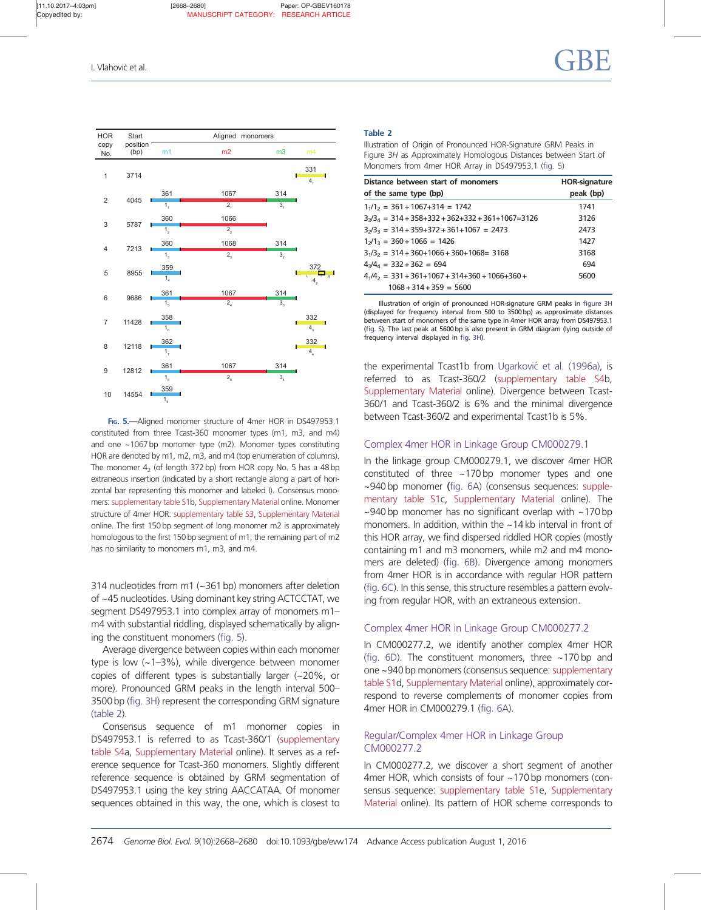| HOR copy No. | Start position (bp) | m1 | m2 | m3 | m4 |
|---|---|---|---|---|---|
| 1 | 3714 | | | | 331 ($4_1$) |
| 2 | 4045 | 361 ($1_1$) | 1067 ($2_1$) | 314 ($3_1$) | |
| 3 | 5787 | 360 ($1_2$) | 1066 ($2_2$) | | |
| 4 | 7213 | 360 ($1_3$) | 1068 ($2_3$) | 314 ($3_2$) | |
| 5 | 8955 | 359 ($1_4$) | | | 372 ($4_2$) |
| 6 | 9686 | 361 ($1_5$) | 1067 ($2_4$) | 314 ($3_3$) | |
| 7 | 11428 | 358 ($1_6$) | | | 332 ($4_3$) |
| 8 | 12118 | 362 ($1_7$) | | | 332 ($4_4$) |
| 9 | 12812 | 361 ($1_8$) | 1067 ($2_5$) | 314 ($3_4$) | |
| 10 | 14554 | 359 ($1_9$) | | | |

**Fig. 5.**—Aligned monomer structure of 4mer HOR in DS497953.1 constituted from three Tcast-360 monomer types (m1, m3, and m4) and one ~1067 bp monomer type (m2). Monomer types constituting HOR are denoted by m1, m2, m3, and m4 (top enumeration of columns). The monomer $4_2$ (of length 372 bp) from HOR copy No. 5 has a 48 bp extraneous insertion (indicated by a short rectangle along a part of horizontal bar representing this monomer and labeled I). Consensus monomers: supplementary table S1b, Supplementary Material online. Monomer structure of 4mer HOR: supplementary table S3, Supplementary Material online. The first 150 bp segment of long monomer m2 is approximately homologous to the first 150 bp segment of m1; the remaining part of m2 has no similarity to monomers m1, m3, and m4.

314 nucleotides from m1 (~361 bp) monomers after deletion of ~45 nucleotides. Using dominant key string ACTCCTAT, we segment DS497953.1 into complex array of monomers m1–m4 with substantial riddling, displayed schematically by aligning the constituent monomers (fig. 5).

Average divergence between copies within each monomer type is low (~1–3%), while divergence between monomer copies of different types is substantially larger (~20%, or more). Pronounced GRM peaks in the length interval 500–3500 bp (fig. 3H) represent the corresponding GRM signature (table 2).

Consensus sequence of m1 monomer copies in DS497953.1 is referred to as Tcast-360/1 (supplementary table S4a, Supplementary Material online). It serves as a reference sequence for Tcast-360 monomers. Slightly different reference sequence is obtained by GRM segmentation of DS497953.1 using the key string AACCATAA. Of monomer sequences obtained in this way, the one, which is closest to the experimental Tcast1b from Ugarković et al. (1996a), is referred to as Tcast-360/2 (supplementary table S4b, Supplementary Material online). Divergence between Tcast-360/1 and Tcast-360/2 is 6% and the minimal divergence between Tcast-360/2 and experimental Tcast1b is 5%.

**Table 2**
Illustration of Origin of Pronounced HOR-Signature GRM Peaks in Figure 3H as Approximately Homologous Distances between Start of Monomers from 4mer HOR Array in DS497953.1 (fig. 5)

| Distance between start of monomers of the same type (bp) | HOR-signature peak (bp) |
|---|---|
| $1_1/1_2$ = 361 + 1067+314 = 1742 | 1741 |
| $3_3/3_4$ = 314 + 358+332 + 362+332 + 361+1067=3126 | 3126 |
| $3_2/3_3$ = 314 + 359+372 + 361+1067 = 2473 | 2473 |
| $1_2/1_3$ = 360 + 1066 = 1426 | 1427 |
| $3_1/3_2$ = 314 + 360+1066 + 360+1068= 3168 | 3168 |
| $4_3/4_4$ = 332 + 362 = 694 | 694 |
| $4_1/4_2$ = 331 + 361+1067 + 314+360 + 1066+360 + 1068 + 314 + 359 = 5600 | 5600 |

Illustration of origin of pronounced HOR-signature GRM peaks in figure 3H (displayed for frequency interval from 500 to 3500 bp) as approximate distances between start of monomers of the same type in 4mer HOR array from DS497953.1 (fig. 5). The last peak at 5600 bp is also present in GRM diagram (lying outside of frequency interval displayed in fig. 3H).

## Complex 4mer HOR in Linkage Group CM000279.1

In the linkage group CM000279.1, we discover 4mer HOR constituted of three ~170 bp monomer types and one ~940 bp monomer (fig. 6A) (consensus sequences: supplementary table S1c, Supplementary Material online). The ~940 bp monomer has no significant overlap with ~170 bp monomers. In addition, within the ~14 kb interval in front of this HOR array, we find dispersed riddled HOR copies (mostly containing m1 and m3 monomers, while m2 and m4 monomers are deleted) (fig. 6B). Divergence among monomers from 4mer HOR is in accordance with regular HOR pattern (fig. 6C). In this sense, this structure resembles a pattern evolving from regular HOR, with an extraneous extension.

## Complex 4mer HOR in Linkage Group CM000277.2

In CM000277.2, we identify another complex 4mer HOR (fig. 6D). The constituent monomers, three ~170 bp and one ~940 bp monomers (consensus sequence: supplementary table S1d, Supplementary Material online), approximately correspond to reverse complements of monomer copies from 4mer HOR in CM000279.1 (fig. 6A).

## Regular/Complex 4mer HOR in Linkage Group CM000277.2

In CM000277.2, we discover a short segment of another 4mer HOR, which consists of four ~170 bp monomers (consensus sequence: supplementary table S1e, Supplementary Material online). Its pattern of HOR scheme corresponds to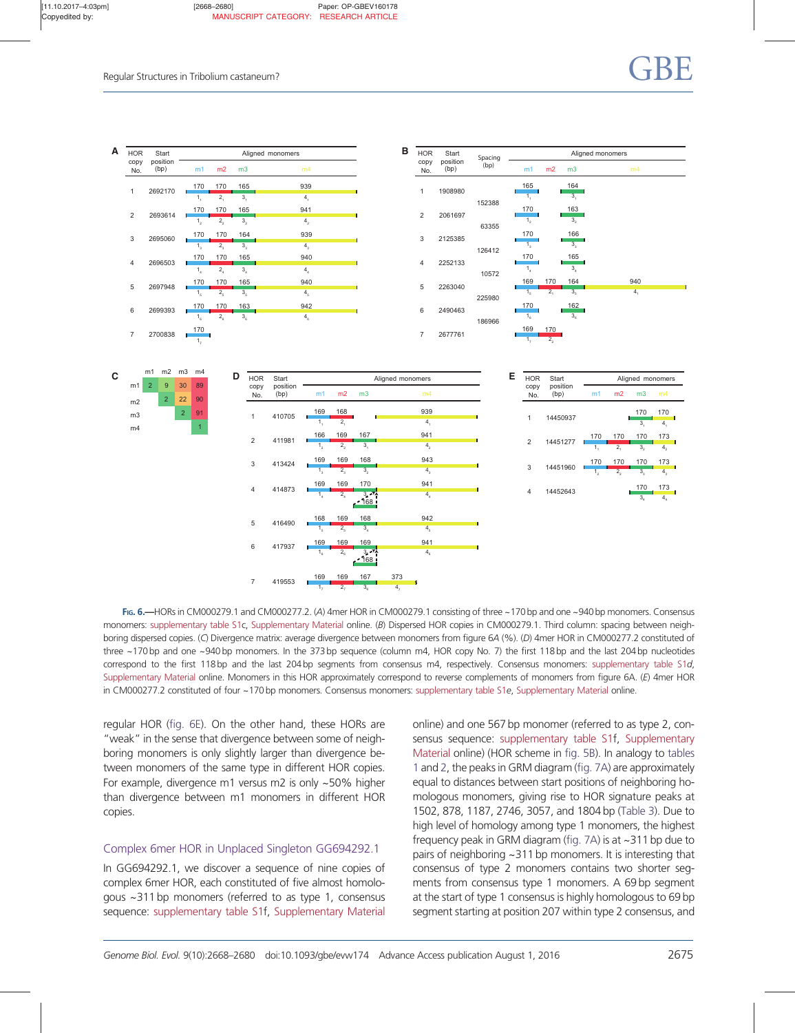**Fig. 6.**—HORs in CM000279.1 and CM000277.2. (*A*) 4mer HOR in CM000279.1 consisting of three ~170 bp and one ~940 bp monomers. Consensus monomers: supplementary table S1c, Supplementary Material online. (*B*) Dispersed HOR copies in CM000279.1. Third column: spacing between neighboring dispersed copies. (*C*) Divergence matrix: average divergence between monomers from figure 6A (%). (*D*) 4mer HOR in CM000277.2 constituted of three ~170 bp and one ~940 bp monomers. In the 373 bp sequence (column m4, HOR copy No. 7) the first 118 bp and the last 204 bp nucleotides correspond to the first 118 bp and the last 204 bp segments from consensus m4, respectively. Consensus monomers: supplementary table S1d, Supplementary Material online. Monomers in this HOR approximately correspond to reverse complements of monomers from figure 6A. (*E*) 4mer HOR in CM000277.2 constituted of four ~170 bp monomers. Consensus monomers: supplementary table S1e, Supplementary Material online.

regular HOR (fig. 6E). On the other hand, these HORs are "weak" in the sense that divergence between some of neighboring monomers is only slightly larger than divergence between monomers of the same type in different HOR copies. For example, divergence m1 versus m2 is only ~50% higher than divergence between m1 monomers in different HOR copies.

## Complex 6mer HOR in Unplaced Singleton GG694292.1

In GG694292.1, we discover a sequence of nine copies of complex 6mer HOR, each constituted of five almost homologous ~311 bp monomers (referred to as type 1, consensus sequence: supplementary table S1f, Supplementary Material online) and one 567 bp monomer (referred to as type 2, consensus sequence: supplementary table S1f, Supplementary Material online) (HOR scheme in fig. 5B). In analogy to tables 1 and 2, the peaks in GRM diagram (fig. 7A) are approximately equal to distances between start positions of neighboring homologous monomers, giving rise to HOR signature peaks at 1502, 878, 1187, 2746, 3057, and 1804 bp (Table 3). Due to high level of homology among type 1 monomers, the highest frequency peak in GRM diagram (fig. 7A) is at ~311 bp due to pairs of neighboring ~311 bp monomers. It is interesting that consensus of type 2 monomers contains two shorter segments from consensus type 1 monomers. A 69 bp segment at the start of type 1 consensus is highly homologous to 69 bp segment starting at position 207 within type 2 consensus, and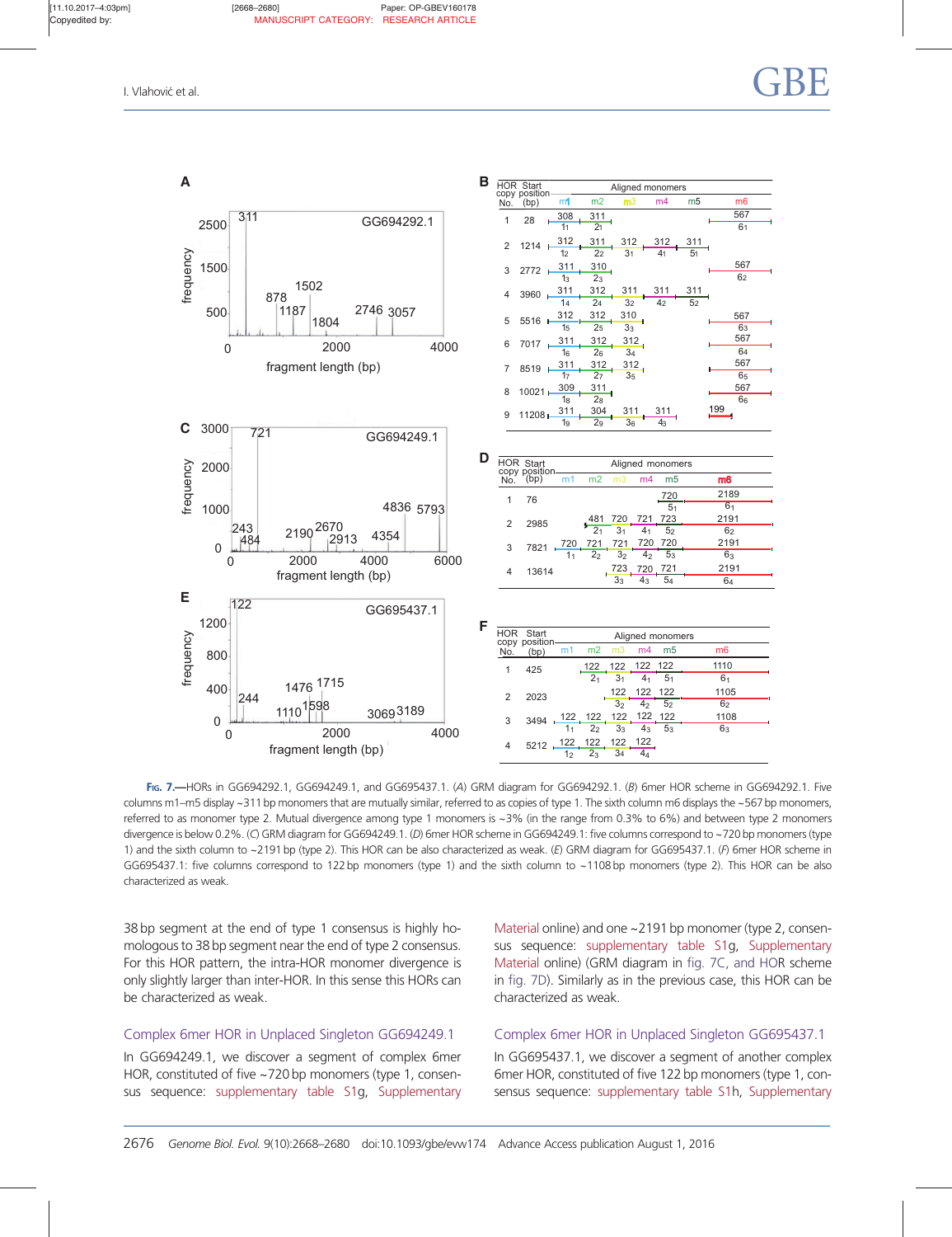**Fig. 7.**—HORs in GG694292.1, GG694249.1, and GG695437.1. (*A*) GRM diagram for GG694292.1. (*B*) 6mer HOR scheme in GG694292.1. Five columns m1–m5 display ~311 bp monomers that are mutually similar, referred to as copies of type 1. The sixth column m6 displays the ~567 bp monomers, referred to as monomer type 2. Mutual divergence among type 1 monomers is ~3% (in the range from 0.3% to 6%) and between type 2 monomers divergence is below 0.2%. (*C*) GRM diagram for GG694249.1. (*D*) 6mer HOR scheme in GG694249.1: five columns correspond to ~720 bp monomers (type 1) and the sixth column to ~2191 bp (type 2). This HOR can be also characterized as weak. (*E*) GRM diagram for GG695437.1. (*F*) 6mer HOR scheme in GG695437.1: five columns correspond to 122 bp monomers (type 1) and the sixth column to ~1108 bp monomers (type 2). This HOR can be also characterized as weak.

38 bp segment at the end of type 1 consensus is highly homologous to 38 bp segment near the end of type 2 consensus. For this HOR pattern, the intra-HOR monomer divergence is only slightly larger than inter-HOR. In this sense this HORs can be characterized as weak.

### Complex 6mer HOR in Unplaced Singleton GG694249.1

In GG694249.1, we discover a segment of complex 6mer HOR, constituted of five ~720 bp monomers (type 1, consensus sequence: supplementary table S1g, Supplementary Material online) and one ~2191 bp monomer (type 2, consensus sequence: supplementary table S1g, Supplementary Material online) (GRM diagram in fig. 7C, and HOR scheme in fig. 7D). Similarly as in the previous case, this HOR can be characterized as weak.

### Complex 6mer HOR in Unplaced Singleton GG695437.1

In GG695437.1, we discover a segment of another complex 6mer HOR, constituted of five 122 bp monomers (type 1, consensus sequence: supplementary table S1h, Supplementary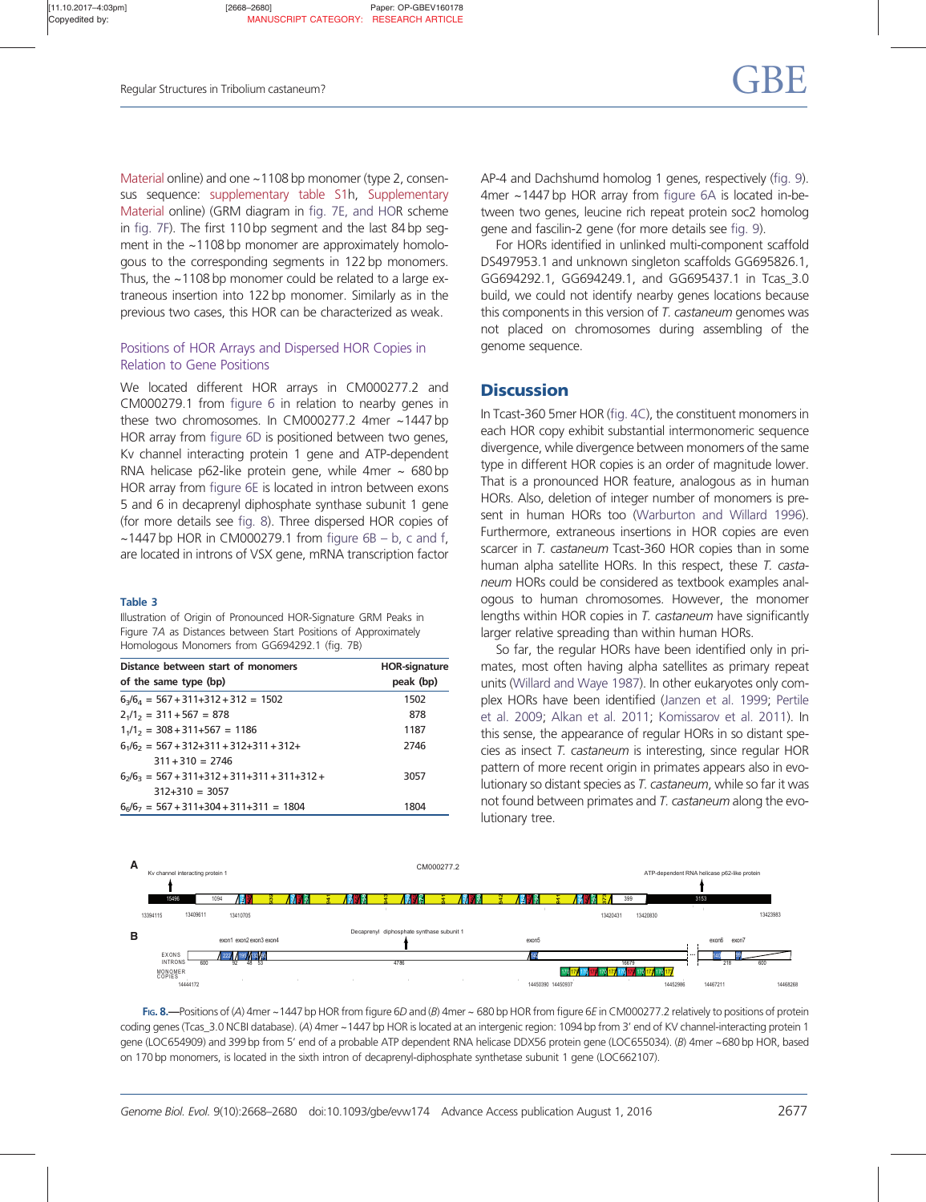Material online) and one ~1108 bp monomer (type 2, consensus sequence: supplementary table S1h, Supplementary Material online) (GRM diagram in fig. 7E, and HOR scheme in fig. 7F). The first 110 bp segment and the last 84 bp segment in the ~1108 bp monomer are approximately homologous to the corresponding segments in 122 bp monomers. Thus, the ~1108 bp monomer could be related to a large extraneous insertion into 122 bp monomer. Similarly as in the previous two cases, this HOR can be characterized as weak.

### Positions of HOR Arrays and Dispersed HOR Copies in Relation to Gene Positions

We located different HOR arrays in CM000277.2 and CM000279.1 from figure 6 in relation to nearby genes in these two chromosomes. In CM000277.2 4mer ~1447 bp HOR array from figure 6D is positioned between two genes, Kv channel interacting protein 1 gene and ATP-dependent RNA helicase p62-like protein gene, while 4mer ~ 680 bp HOR array from figure 6E is located in intron between exons 5 and 6 in decaprenyl diphosphate synthase subunit 1 gene (for more details see fig. 8). Three dispersed HOR copies of ~1447 bp HOR in CM000279.1 from figure 6B – b, c and f, are located in introns of VSX gene, mRNA transcription factor AP-4 and Dachshumd homolog 1 genes, respectively (fig. 9). 4mer ~1447 bp HOR array from figure 6A is located in-between two genes, leucine rich repeat protein soc2 homolog gene and fascilin-2 gene (for more details see fig. 9).

For HORs identified in unlinked multi-component scaffold DS497953.1 and unknown singleton scaffolds GG695826.1, GG694292.1, GG694249.1, and GG695437.1 in Tcas_3.0 build, we could not identify nearby genes locations because this components in this version of *T. castaneum* genomes was not placed on chromosomes during assembling of the genome sequence.

**Table 3**
Illustration of Origin of Pronounced HOR-Signature GRM Peaks in Figure 7A as Distances between Start Positions of Approximately Homologous Monomers from GG694292.1 (fig. 7B)

| Distance between start of monomers of the same type (bp) | HOR-signature peak (bp) |
|---|---|
| $6_3/6_4$ = 567 + 311+312 + 312 = 1502 | 1502 |
| $2_1/1_2$ = 311 + 567 = 878 | 878 |
| $1_1/1_2$ = 308 + 311+567 = 1186 | 1187 |
| $6_1/6_2$ = 567 + 312+311 + 312+311 + 312+ 311 + 310 = 2746 | 2746 |
| $6_2/6_3$ = 567 + 311+312 + 311+311 + 311+312 + 312+310 = 3057 | 3057 |
| $6_6/6_7$ = 567 + 311+304 + 311+311 = 1804 | 1804 |

## Discussion

In Tcast-360 5mer HOR (fig. 4C), the constituent monomers in each HOR copy exhibit substantial intermonomeric sequence divergence, while divergence between monomers of the same type in different HOR copies is an order of magnitude lower. That is a pronounced HOR feature, analogous as in human HORs. Also, deletion of integer number of monomers is present in human HORs too (Warburton and Willard 1996). Furthermore, extraneous insertions in HOR copies are even scarcer in *T. castaneum* Tcast-360 HOR copies than in some human alpha satellite HORs. In this respect, these *T. castaneum* HORs could be considered as textbook examples analogous to human chromosomes. However, the monomer lengths within HOR copies in *T. castaneum* have significantly larger relative spreading than within human HORs.

So far, the regular HORs have been identified only in primates, most often having alpha satellites as primary repeat units (Willard and Waye 1987). In other eukaryotes only complex HORs have been identified (Janzen et al. 1999; Pertile et al. 2009; Alkan et al. 2011; Komissarov et al. 2011). In this sense, the appearance of regular HORs in so distant species as insect *T. castaneum* is interesting, since regular HOR pattern of more recent origin in primates appears also in evolutionary so distant species as *T. castaneum*, while so far it was not found between primates and *T. castaneum* along the evolutionary tree.

Fig. 8.—Positions of (*A*) 4mer ~1447 bp HOR from figure 6D and (*B*) 4mer ~ 680 bp HOR from figure 6E in CM000277.2 relatively to positions of protein coding genes (Tcas_3.0 NCBI database). (*A*) 4mer ~1447 bp HOR is located at an intergenic region: 1094 bp from 3′ end of KV channel-interacting protein 1 gene (LOC654909) and 399 bp from 5′ end of a probable ATP dependent RNA helicase DDX56 protein gene (LOC655034). (*B*) 4mer ~680 bp HOR, based on 170 bp monomers, is located in the sixth intron of decaprenyl-diphosphate synthetase subunit 1 gene (LOC662107).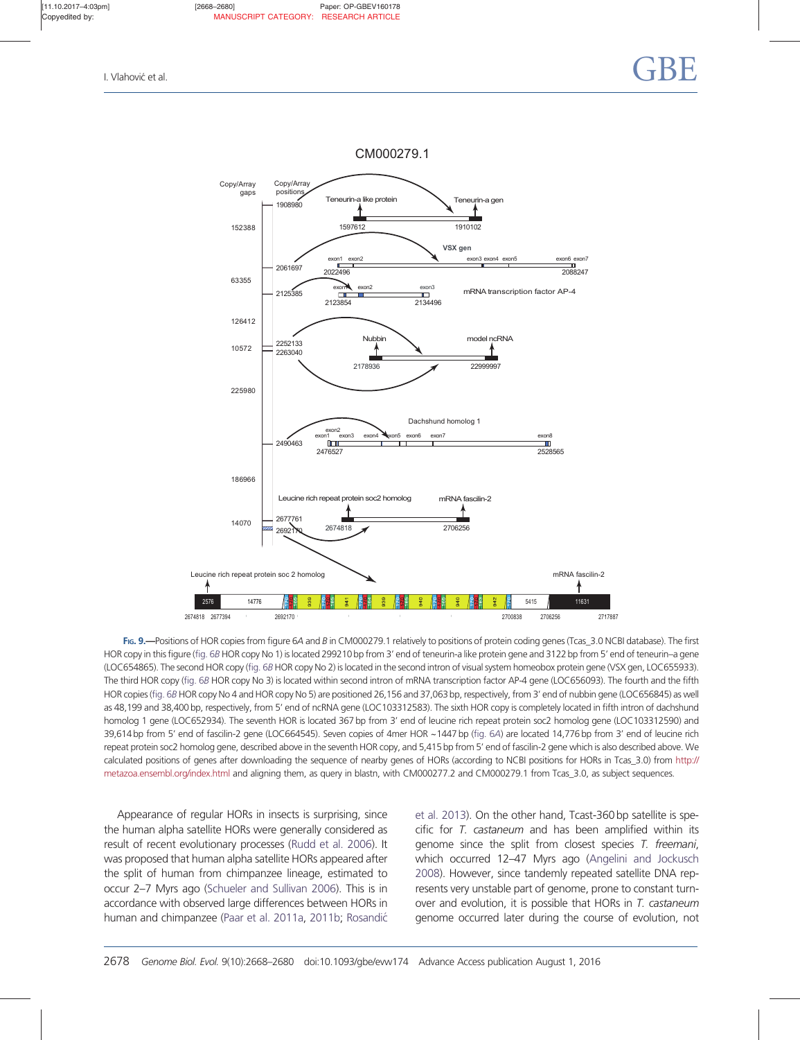**Fig. 9.**—Positions of HOR copies from figure 6A and B in CM000279.1 relatively to positions of protein coding genes (Tcas_3.0 NCBI database). The first HOR copy in this figure (fig. 6B HOR copy No 1) is located 299210 bp from 3′ end of teneurin-a like protein gene and 3122 bp from 5′ end of teneurin–a gene (LOC654865). The second HOR copy (fig. 6B HOR copy No 2) is located in the second intron of visual system homeobox protein gene (VSX gen, LOC655933). The third HOR copy (fig. 6B HOR copy No 3) is located within second intron of mRNA transcription factor AP-4 gene (LOC656093). The fourth and the fifth HOR copies (fig. 6B HOR copy No 4 and HOR copy No 5) are positioned 26,156 and 37,063 bp, respectively, from 3′ end of nubbin gene (LOC656845) as well as 48,199 and 38,400 bp, respectively, from 5′ end of ncRNA gene (LOC103312583). The sixth HOR copy is completely located in fifth intron of dachshund homolog 1 gene (LOC652934). The seventh HOR is located 367 bp from 3′ end of leucine rich repeat protein soc2 homolog gene (LOC103312590) and 39,614 bp from 5′ end of fascilin-2 gene (LOC664545). Seven copies of 4mer HOR ~1447 bp (fig. 6A) are located 14,776 bp from 3′ end of leucine rich repeat protein soc2 homolog gene, described above in the seventh HOR copy, and 5,415 bp from 5′ end of fascilin-2 gene which is also described above. We calculated positions of genes after downloading the sequence of nearby genes of HORs (according to NCBI positions for HORs in Tcas_3.0) from http://metazoa.ensembl.org/index.html and aligning them, as query in blastn, with CM000277.2 and CM000279.1 from Tcas_3.0, as subject sequences.

Appearance of regular HORs in insects is surprising, since the human alpha satellite HORs were generally considered as result of recent evolutionary processes (Rudd et al. 2006). It was proposed that human alpha satellite HORs appeared after the split of human from chimpanzee lineage, estimated to occur 2–7 Myrs ago (Schueler and Sullivan 2006). This is in accordance with observed large differences between HORs in human and chimpanzee (Paar et al. 2011a, 2011b; Rosandić et al. 2013). On the other hand, Tcast-360 bp satellite is specific for *T. castaneum* and has been amplified within its genome since the split from closest species *T. freemani*, which occurred 12–47 Myrs ago (Angelini and Jockusch 2008). However, since tandemly repeated satellite DNA represents very unstable part of genome, prone to constant turnover and evolution, it is possible that HORs in *T. castaneum* genome occurred later during the course of evolution, not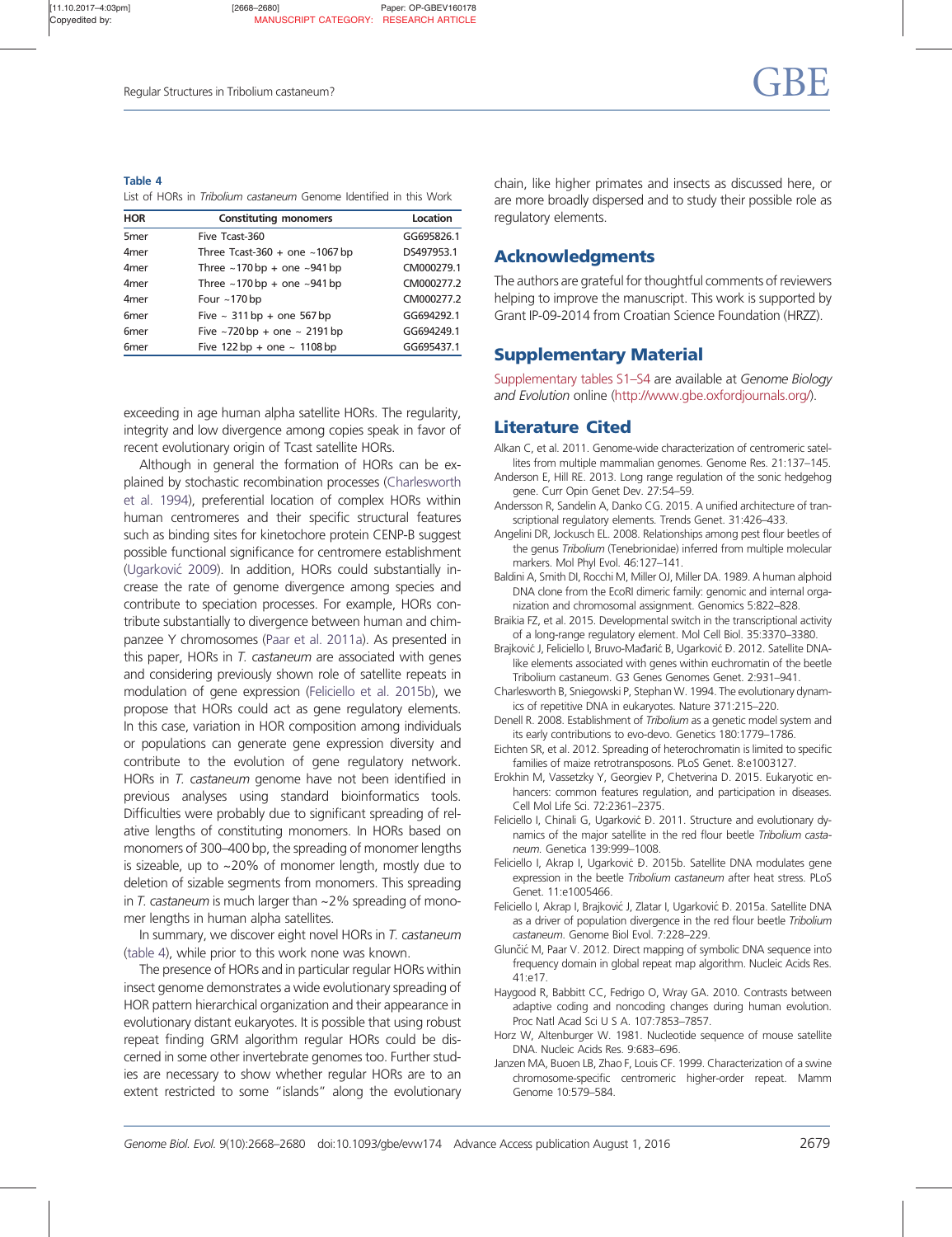**Table 4**
List of HORs in *Tribolium castaneum* Genome Identified in this Work

| HOR | Constituting monomers | Location |
|---|---|---|
| 5mer | Five Tcast-360 | GG695826.1 |
| 4mer | Three Tcast-360 + one ~1067 bp | DS497953.1 |
| 4mer | Three ~170 bp + one ~941 bp | CM000279.1 |
| 4mer | Three ~170 bp + one ~941 bp | CM000277.2 |
| 4mer | Four ~170 bp | CM000277.2 |
| 6mer | Five ~ 311 bp + one 567 bp | GG694292.1 |
| 6mer | Five ~720 bp + one ~ 2191 bp | GG694249.1 |
| 6mer | Five 122 bp + one ~ 1108 bp | GG695437.1 |

exceeding in age human alpha satellite HORs. The regularity, integrity and low divergence among copies speak in favor of recent evolutionary origin of Tcast satellite HORs.

Although in general the formation of HORs can be explained by stochastic recombination processes (Charlesworth et al. 1994), preferential location of complex HORs within human centromeres and their specific structural features such as binding sites for kinetochore protein CENP-B suggest possible functional significance for centromere establishment (Ugarković 2009). In addition, HORs could substantially increase the rate of genome divergence among species and contribute to speciation processes. For example, HORs contribute substantially to divergence between human and chimpanzee Y chromosomes (Paar et al. 2011a). As presented in this paper, HORs in *T. castaneum* are associated with genes and considering previously shown role of satellite repeats in modulation of gene expression (Feliciello et al. 2015b), we propose that HORs could act as gene regulatory elements. In this case, variation in HOR composition among individuals or populations can generate gene expression diversity and contribute to the evolution of gene regulatory network. HORs in *T. castaneum* genome have not been identified in previous analyses using standard bioinformatics tools. Difficulties were probably due to significant spreading of relative lengths of constituting monomers. In HORs based on monomers of 300–400 bp, the spreading of monomer lengths is sizeable, up to ~20% of monomer length, mostly due to deletion of sizable segments from monomers. This spreading in *T. castaneum* is much larger than ~2% spreading of monomer lengths in human alpha satellites.

In summary, we discover eight novel HORs in *T. castaneum* (table 4), while prior to this work none was known.

The presence of HORs and in particular regular HORs within insect genome demonstrates a wide evolutionary spreading of HOR pattern hierarchical organization and their appearance in evolutionary distant eukaryotes. It is possible that using robust repeat finding GRM algorithm regular HORs could be discerned in some other invertebrate genomes too. Further studies are necessary to show whether regular HORs are to an extent restricted to some "islands" along the evolutionary chain, like higher primates and insects as discussed here, or are more broadly dispersed and to study their possible role as regulatory elements.

## Acknowledgments

The authors are grateful for thoughtful comments of reviewers helping to improve the manuscript. This work is supported by Grant IP-09-2014 from Croatian Science Foundation (HRZZ).

## Supplementary Material

Supplementary tables S1–S4 are available at *Genome Biology and Evolution* online (http://www.gbe.oxfordjournals.org/).

## Literature Cited

Alkan C, et al. 2011. Genome-wide characterization of centromeric satellites from multiple mammalian genomes. Genome Res. 21:137–145.

Anderson E, Hill RE. 2013. Long range regulation of the sonic hedgehog gene. Curr Opin Genet Dev. 27:54–59.

Andersson R, Sandelin A, Danko CG. 2015. A unified architecture of transcriptional regulatory elements. Trends Genet. 31:426–433.

Angelini DR, Jockusch EL. 2008. Relationships among pest flour beetles of the genus *Tribolium* (Tenebrionidae) inferred from multiple molecular markers. Mol Phyl Evol. 46:127–141.

Baldini A, Smith DI, Rocchi M, Miller OJ, Miller DA. 1989. A human alphoid DNA clone from the EcoRI dimeric family: genomic and internal organization and chromosomal assignment. Genomics 5:822–828.

Braikia FZ, et al. 2015. Developmental switch in the transcriptional activity of a long-range regulatory element. Mol Cell Biol. 35:3370–3380.

Brajković J, Feliciello I, Bruvo-Mađarić B, Ugarković Đ. 2012. Satellite DNA-like elements associated with genes within euchromatin of the beetle Tribolium castaneum. G3 Genes Genomes Genet. 2:931–941.

Charlesworth B, Sniegowski P, Stephan W. 1994. The evolutionary dynamics of repetitive DNA in eukaryotes. Nature 371:215–220.

Denell R. 2008. Establishment of *Tribolium* as a genetic model system and its early contributions to evo-devo. Genetics 180:1779–1786.

Eichten SR, et al. 2012. Spreading of heterochromatin is limited to specific families of maize retrotransposons. PLoS Genet. 8:e1003127.

Erokhin M, Vassetzky Y, Georgiev P, Chetverina D. 2015. Eukaryotic enhancers: common features regulation, and participation in diseases. Cell Mol Life Sci. 72:2361–2375.

Feliciello I, Chinali G, Ugarković Đ. 2011. Structure and evolutionary dynamics of the major satellite in the red flour beetle *Tribolium castaneum*. Genetica 139:999–1008.

Feliciello I, Akrap I, Ugarković Đ. 2015b. Satellite DNA modulates gene expression in the beetle *Tribolium castaneum* after heat stress. PLoS Genet. 11:e1005466.

Feliciello I, Akrap I, Brajković J, Zlatar I, Ugarković Đ. 2015a. Satellite DNA as a driver of population divergence in the red flour beetle *Tribolium castaneum*. Genome Biol Evol. 7:228–229.

Gluncić M, Paar V. 2012. Direct mapping of symbolic DNA sequence into frequency domain in global repeat map algorithm. Nucleic Acids Res. 41:e17.

Haygood R, Babbitt CC, Fedrigo O, Wray GA. 2010. Contrasts between adaptive coding and noncoding changes during human evolution. Proc Natl Acad Sci U S A. 107:7853–7857.

Horz W, Altenburger W. 1981. Nucleotide sequence of mouse satellite DNA. Nucleic Acids Res. 9:683–696.

Janzen MA, Buoen LB, Zhao F, Louis CF. 1999. Characterization of a swine chromosome-specific centromeric higher-order repeat. Mamm Genome 10:579–584.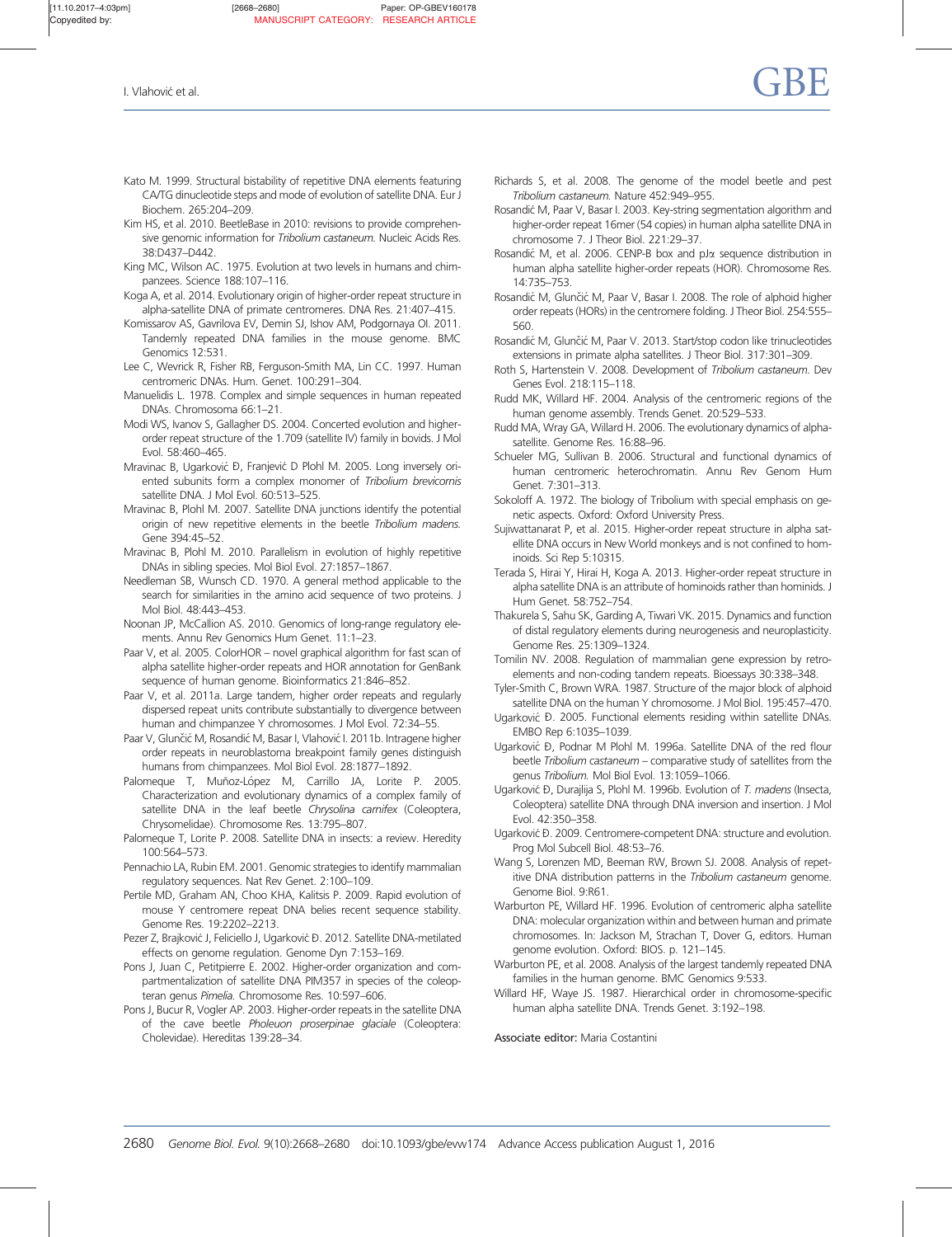Kato M. 1999. Structural bistability of repetitive DNA elements featuring CA/TG dinucleotide steps and mode of evolution of satellite DNA. Eur J Biochem. 265:204–209.

Kim HS, et al. 2010. BeetleBase in 2010: revisions to provide comprehensive genomic information for *Tribolium castaneum*. Nucleic Acids Res. 38:D437–D442.

King MC, Wilson AC. 1975. Evolution at two levels in humans and chimpanzees. Science 188:107–116.

Koga A, et al. 2014. Evolutionary origin of higher-order repeat structure in alpha-satellite DNA of primate centromeres. DNA Res. 21:407–415.

Komissarov AS, Gavrilova EV, Demin SJ, Ishov AM, Podgornaya OI. 2011. Tandemly repeated DNA families in the mouse genome. BMC Genomics 12:531.

Lee C, Wevrick R, Fisher RB, Ferguson-Smith MA, Lin CC. 1997. Human centromeric DNAs. Hum. Genet. 100:291–304.

Manuelidis L. 1978. Complex and simple sequences in human repeated DNAs. Chromosoma 66:1–21.

Modi WS, Ivanov S, Gallagher DS. 2004. Concerted evolution and higher-order repeat structure of the 1.709 (satellite IV) family in bovids. J Mol Evol. 58:460–465.

Mravinac B, Ugarković Đ, Franjević D Plohl M. 2005. Long inversely oriented subunits form a complex monomer of *Tribolium brevicornis* satellite DNA. J Mol Evol. 60:513–525.

Mravinac B, Plohl M. 2007. Satellite DNA junctions identify the potential origin of new repetitive elements in the beetle *Tribolium madens*. Gene 394:45–52.

Mravinac B, Plohl M. 2010. Parallelism in evolution of highly repetitive DNAs in sibling species. Mol Biol Evol. 27:1857–1867.

Needleman SB, Wunsch CD. 1970. A general method applicable to the search for similarities in the amino acid sequence of two proteins. J Mol Biol. 48:443–453.

Noonan JP, McCallion AS. 2010. Genomics of long-range regulatory elements. Annu Rev Genomics Hum Genet. 11:1–23.

Paar V, et al. 2005. ColorHOR – novel graphical algorithm for fast scan of alpha satellite higher-order repeats and HOR annotation for GenBank sequence of human genome. Bioinformatics 21:846–852.

Paar V, et al. 2011a. Large tandem, higher order repeats and regularly dispersed repeat units contribute substantially to divergence between human and chimpanzee Y chromosomes. J Mol Evol. 72:34–55.

Paar V, Glunčić M, Rosandić M, Basar I, Vlahović I. 2011b. Intragene higher order repeats in neuroblastoma breakpoint family genes distinguish humans from chimpanzees. Mol Biol Evol. 28:1877–1892.

Palomeque T, Muñoz-López M, Carrillo JA, Lorite P. 2005. Characterization and evolutionary dynamics of a complex family of satellite DNA in the leaf beetle *Chrysolina carnifex* (Coleoptera, Chrysomelidae). Chromosome Res. 13:795–807.

Palomeque T, Lorite P. 2008. Satellite DNA in insects: a review. Heredity 100:564–573.

Pennachio LA, Rubin EM. 2001. Genomic strategies to identify mammalian regulatory sequences. Nat Rev Genet. 2:100–109.

Pertile MD, Graham AN, Choo KHA, Kalitsis P. 2009. Rapid evolution of mouse Y centromere repeat DNA belies recent sequence stability. Genome Res. 19:2202–2213.

Pezer Z, Brajković J, Feliciello J, Ugarković Đ. 2012. Satellite DNA-metilated effects on genome regulation. Genome Dyn 7:153–169.

Pons J, Juan C, Petitpierre E. 2002. Higher-order organization and compartmentalization of satellite DNA PIM357 in species of the coleopteran genus *Pimelia*. Chromosome Res. 10:597–606.

Pons J, Bucur R, Vogler AP. 2003. Higher-order repeats in the satellite DNA of the cave beetle *Pholeuon proserpinae glaciale* (Coleoptera: Cholevidae). Hereditas 139:28–34.

Richards S, et al. 2008. The genome of the model beetle and pest *Tribolium castaneum*. Nature 452:949–955.

Rosandić M, Paar V, Basar I. 2003. Key-string segmentation algorithm and higher-order repeat 16mer (54 copies) in human alpha satellite DNA in chromosome 7. J Theor Biol. 221:29–37.

Rosandić M, et al. 2006. CENP-B box and pJα sequence distribution in human alpha satellite higher-order repeats (HOR). Chromosome Res. 14:735–753.

Rosandić M, Glunčić M, Paar V, Basar I. 2008. The role of alphoid higher order repeats (HORs) in the centromere folding. J Theor Biol. 254:555–560.

Rosandić M, Glunčić M, Paar V. 2013. Start/stop codon like trinucleotides extensions in primate alpha satellites. J Theor Biol. 317:301–309.

Roth S, Hartenstein V. 2008. Development of *Tribolium castaneum*. Dev Genes Evol. 218:115–118.

Rudd MK, Willard HF. 2004. Analysis of the centromeric regions of the human genome assembly. Trends Genet. 20:529–533.

Rudd MA, Wray GA, Willard H. 2006. The evolutionary dynamics of alpha-satellite. Genome Res. 16:88–96.

Schueler MG, Sullivan B. 2006. Structural and functional dynamics of human centromeric heterochromatin. Annu Rev Genom Hum Genet. 7:301–313.

Sokoloff A. 1972. The biology of Tribolium with special emphasis on genetic aspects. Oxford: Oxford University Press.

Sujiwattanarat P, et al. 2015. Higher-order repeat structure in alpha satellite DNA occurs in New World monkeys and is not confined to hominoids. Sci Rep 5:10315.

Terada S, Hirai Y, Hirai H, Koga A. 2013. Higher-order repeat structure in alpha satellite DNA is an attribute of hominoids rather than hominids. J Hum Genet. 58:752–754.

Thakurela S, Sahu SK, Garding A, Tiwari VK. 2015. Dynamics and function of distal regulatory elements during neurogenesis and neuroplasticity. Genome Res. 25:1309–1324.

Tomilin NV. 2008. Regulation of mammalian gene expression by retroelements and non-coding tandem repeats. Bioessays 30:338–348.

Tyler-Smith C, Brown WRA. 1987. Structure of the major block of alphoid satellite DNA on the human Y chromosome. J Mol Biol. 195:457–470.

Ugarković Đ. 2005. Functional elements residing within satellite DNAs. EMBO Rep 6:1035–1039.

Ugarković Đ, Podnar M Plohl M. 1996a. Satellite DNA of the red flour beetle *Tribolium castaneum* – comparative study of satellites from the genus *Tribolium*. Mol Biol Evol. 13:1059–1066.

Ugarković Đ, Durajlija S, Plohl M. 1996b. Evolution of *T. madens* (Insecta, Coleoptera) satellite DNA through DNA inversion and insertion. J Mol Evol. 42:350–358.

Ugarković Đ. 2009. Centromere-competent DNA: structure and evolution. Prog Mol Subcell Biol. 48:53–76.

Wang S, Lorenzen MD, Beeman RW, Brown SJ. 2008. Analysis of repetitive DNA distribution patterns in the *Tribolium castaneum* genome. Genome Biol. 9:R61.

Warburton PE, Willard HF. 1996. Evolution of centromeric alpha satellite DNA: molecular organization within and between human and primate chromosomes. In: Jackson M, Strachan T, Dover G, editors. Human genome evolution. Oxford: BIOS. p. 121–145.

Warburton PE, et al. 2008. Analysis of the largest tandemly repeated DNA families in the human genome. BMC Genomics 9:533.

Willard HF, Waye JS. 1987. Hierarchical order in chromosome-specific human alpha satellite DNA. Trends Genet. 3:192–198.

**Associate editor:** Maria Costantini